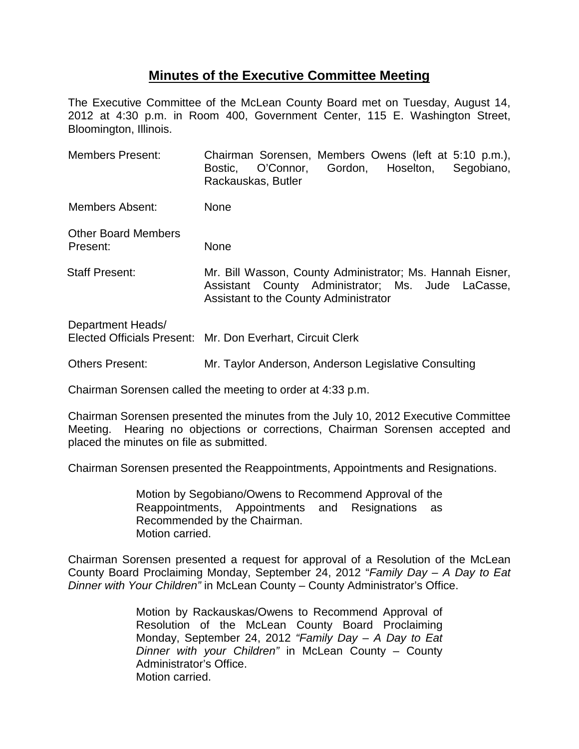# **Minutes of the Executive Committee Meeting**

The Executive Committee of the McLean County Board met on Tuesday, August 14, 2012 at 4:30 p.m. in Room 400, Government Center, 115 E. Washington Street, Bloomington, Illinois.

| | |
|---|---|
| Members Present: | Chairman Sorensen, Members Owens (left at 5:10 p.m.), Bostic, O'Connor, Gordon, Hoselton, Segobiano, Rackauskas, Butler |
| Members Absent: | None |
| Other Board Members Present: | None |
| Staff Present: | Mr. Bill Wasson, County Administrator; Ms. Hannah Eisner, Assistant County Administrator; Ms. Jude LaCasse, Assistant to the County Administrator |
| Department Heads/ Elected Officials Present: | Mr. Don Everhart, Circuit Clerk |
| Others Present: | Mr. Taylor Anderson, Anderson Legislative Consulting |

Chairman Sorensen called the meeting to order at 4:33 p.m.

Chairman Sorensen presented the minutes from the July 10, 2012 Executive Committee Meeting. Hearing no objections or corrections, Chairman Sorensen accepted and placed the minutes on file as submitted.

Chairman Sorensen presented the Reappointments, Appointments and Resignations.

> Motion by Segobiano/Owens to Recommend Approval of the Reappointments, Appointments and Resignations as Recommended by the Chairman.
> Motion carried.

Chairman Sorensen presented a request for approval of a Resolution of the McLean County Board Proclaiming Monday, September 24, 2012 "*Family Day – A Day to Eat Dinner with Your Children"* in McLean County – County Administrator's Office.

> Motion by Rackauskas/Owens to Recommend Approval of Resolution of the McLean County Board Proclaiming Monday, September 24, 2012 *"Family Day – A Day to Eat Dinner with your Children"* in McLean County – County Administrator's Office.
> Motion carried.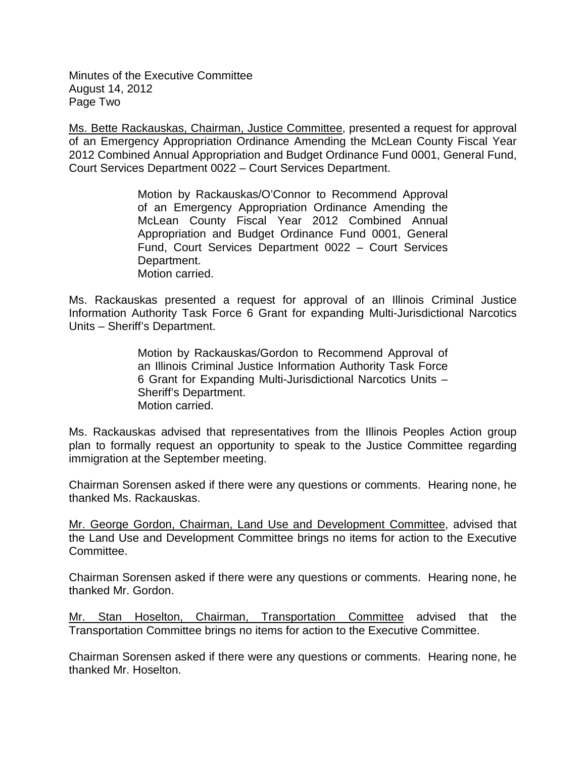Ms. Bette Rackauskas, Chairman, Justice Committee, presented a request for approval of an Emergency Appropriation Ordinance Amending the McLean County Fiscal Year 2012 Combined Annual Appropriation and Budget Ordinance Fund 0001, General Fund, Court Services Department 0022 – Court Services Department.

> Motion by Rackauskas/O'Connor to Recommend Approval of an Emergency Appropriation Ordinance Amending the McLean County Fiscal Year 2012 Combined Annual Appropriation and Budget Ordinance Fund 0001, General Fund, Court Services Department 0022 – Court Services Department.
> Motion carried.

Ms. Rackauskas presented a request for approval of an Illinois Criminal Justice Information Authority Task Force 6 Grant for expanding Multi-Jurisdictional Narcotics Units – Sheriff's Department.

> Motion by Rackauskas/Gordon to Recommend Approval of an Illinois Criminal Justice Information Authority Task Force 6 Grant for Expanding Multi-Jurisdictional Narcotics Units – Sheriff's Department.
> Motion carried.

Ms. Rackauskas advised that representatives from the Illinois Peoples Action group plan to formally request an opportunity to speak to the Justice Committee regarding immigration at the September meeting.

Chairman Sorensen asked if there were any questions or comments. Hearing none, he thanked Ms. Rackauskas.

Mr. George Gordon, Chairman, Land Use and Development Committee, advised that the Land Use and Development Committee brings no items for action to the Executive Committee.

Chairman Sorensen asked if there were any questions or comments. Hearing none, he thanked Mr. Gordon.

Mr. Stan Hoselton, Chairman, Transportation Committee advised that the Transportation Committee brings no items for action to the Executive Committee.

Chairman Sorensen asked if there were any questions or comments. Hearing none, he thanked Mr. Hoselton.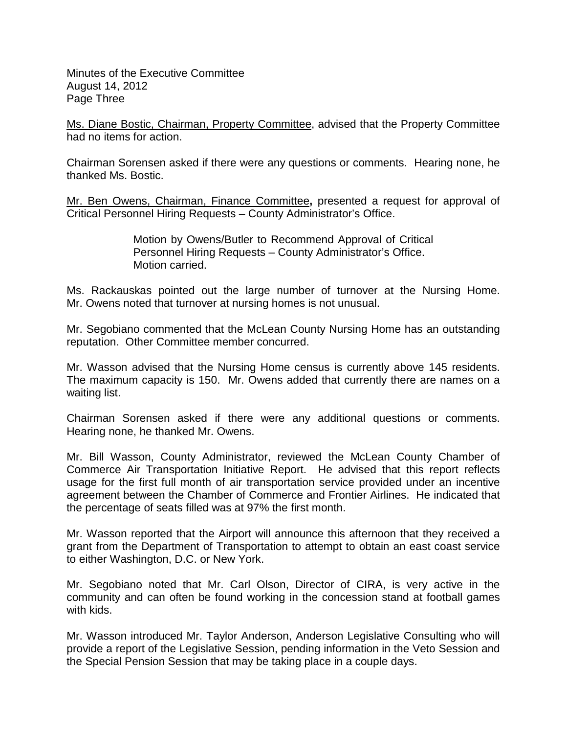Ms. Diane Bostic, Chairman, Property Committee, advised that the Property Committee had no items for action.

Chairman Sorensen asked if there were any questions or comments. Hearing none, he thanked Ms. Bostic.

Mr. Ben Owens, Chairman, Finance Committee**,** presented a request for approval of Critical Personnel Hiring Requests – County Administrator's Office.

> Motion by Owens/Butler to Recommend Approval of Critical Personnel Hiring Requests – County Administrator's Office.
> Motion carried.

Ms. Rackauskas pointed out the large number of turnover at the Nursing Home. Mr. Owens noted that turnover at nursing homes is not unusual.

Mr. Segobiano commented that the McLean County Nursing Home has an outstanding reputation. Other Committee member concurred.

Mr. Wasson advised that the Nursing Home census is currently above 145 residents. The maximum capacity is 150. Mr. Owens added that currently there are names on a waiting list.

Chairman Sorensen asked if there were any additional questions or comments. Hearing none, he thanked Mr. Owens.

Mr. Bill Wasson, County Administrator, reviewed the McLean County Chamber of Commerce Air Transportation Initiative Report. He advised that this report reflects usage for the first full month of air transportation service provided under an incentive agreement between the Chamber of Commerce and Frontier Airlines. He indicated that the percentage of seats filled was at 97% the first month.

Mr. Wasson reported that the Airport will announce this afternoon that they received a grant from the Department of Transportation to attempt to obtain an east coast service to either Washington, D.C. or New York.

Mr. Segobiano noted that Mr. Carl Olson, Director of CIRA, is very active in the community and can often be found working in the concession stand at football games with kids.

Mr. Wasson introduced Mr. Taylor Anderson, Anderson Legislative Consulting who will provide a report of the Legislative Session, pending information in the Veto Session and the Special Pension Session that may be taking place in a couple days.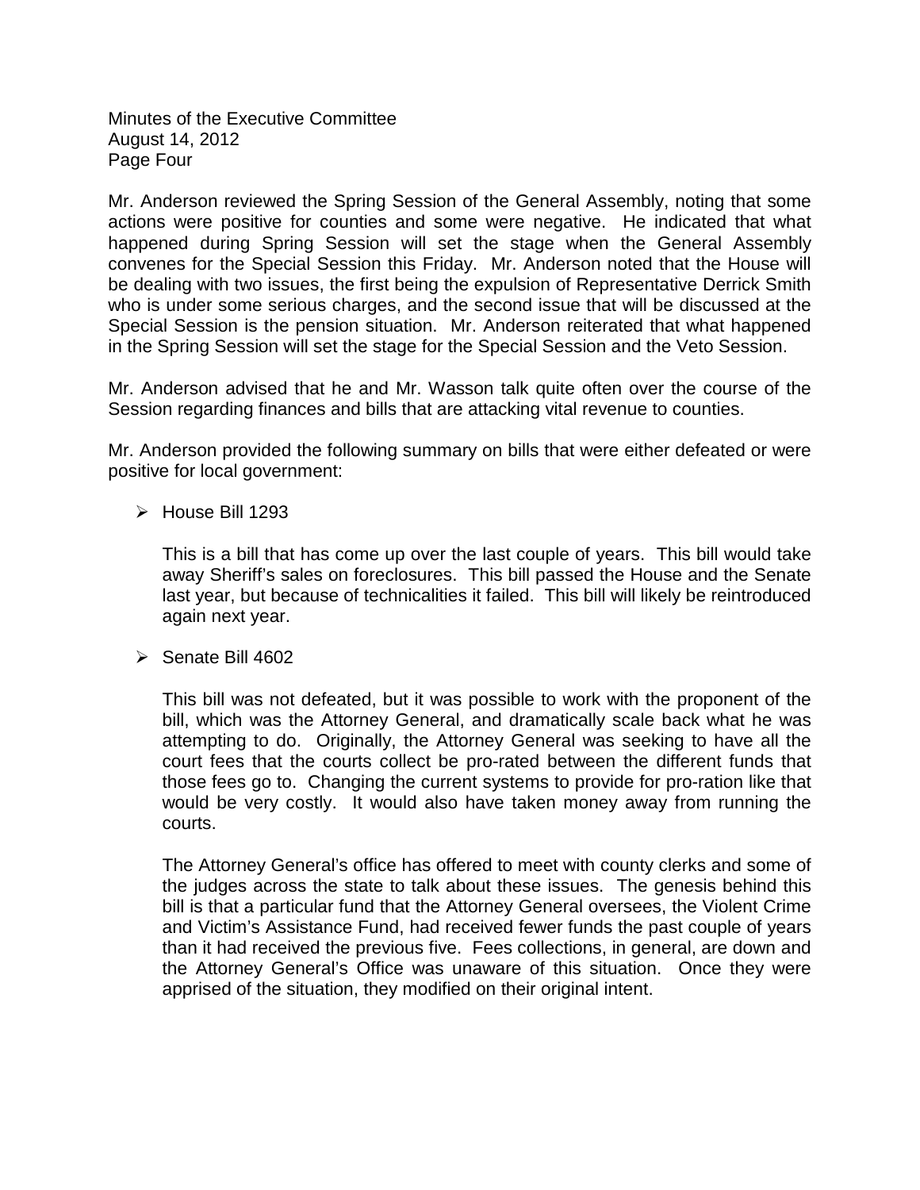Mr. Anderson reviewed the Spring Session of the General Assembly, noting that some actions were positive for counties and some were negative. He indicated that what happened during Spring Session will set the stage when the General Assembly convenes for the Special Session this Friday. Mr. Anderson noted that the House will be dealing with two issues, the first being the expulsion of Representative Derrick Smith who is under some serious charges, and the second issue that will be discussed at the Special Session is the pension situation. Mr. Anderson reiterated that what happened in the Spring Session will set the stage for the Special Session and the Veto Session.

Mr. Anderson advised that he and Mr. Wasson talk quite often over the course of the Session regarding finances and bills that are attacking vital revenue to counties.

Mr. Anderson provided the following summary on bills that were either defeated or were positive for local government:

- House Bill 1293

  This is a bill that has come up over the last couple of years. This bill would take away Sheriff's sales on foreclosures. This bill passed the House and the Senate last year, but because of technicalities it failed. This bill will likely be reintroduced again next year.

- Senate Bill 4602

  This bill was not defeated, but it was possible to work with the proponent of the bill, which was the Attorney General, and dramatically scale back what he was attempting to do. Originally, the Attorney General was seeking to have all the court fees that the courts collect be pro-rated between the different funds that those fees go to. Changing the current systems to provide for pro-ration like that would be very costly. It would also have taken money away from running the courts.

  The Attorney General's office has offered to meet with county clerks and some of the judges across the state to talk about these issues. The genesis behind this bill is that a particular fund that the Attorney General oversees, the Violent Crime and Victim's Assistance Fund, had received fewer funds the past couple of years than it had received the previous five. Fees collections, in general, are down and the Attorney General's Office was unaware of this situation. Once they were apprised of the situation, they modified on their original intent.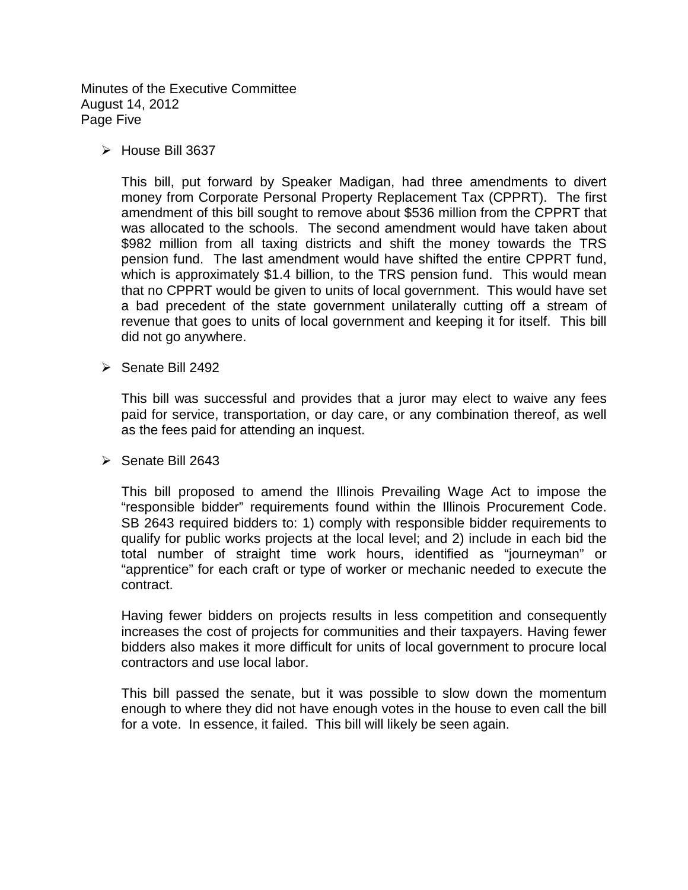- House Bill 3637

  This bill, put forward by Speaker Madigan, had three amendments to divert money from Corporate Personal Property Replacement Tax (CPPRT). The first amendment of this bill sought to remove about $536 million from the CPPRT that was allocated to the schools. The second amendment would have taken about $982 million from all taxing districts and shift the money towards the TRS pension fund. The last amendment would have shifted the entire CPPRT fund, which is approximately $1.4 billion, to the TRS pension fund. This would mean that no CPPRT would be given to units of local government. This would have set a bad precedent of the state government unilaterally cutting off a stream of revenue that goes to units of local government and keeping it for itself. This bill did not go anywhere.

- Senate Bill 2492

  This bill was successful and provides that a juror may elect to waive any fees paid for service, transportation, or day care, or any combination thereof, as well as the fees paid for attending an inquest.

- Senate Bill 2643

  This bill proposed to amend the Illinois Prevailing Wage Act to impose the "responsible bidder" requirements found within the Illinois Procurement Code. SB 2643 required bidders to: 1) comply with responsible bidder requirements to qualify for public works projects at the local level; and 2) include in each bid the total number of straight time work hours, identified as "journeyman" or "apprentice" for each craft or type of worker or mechanic needed to execute the contract.

  Having fewer bidders on projects results in less competition and consequently increases the cost of projects for communities and their taxpayers. Having fewer bidders also makes it more difficult for units of local government to procure local contractors and use local labor.

  This bill passed the senate, but it was possible to slow down the momentum enough to where they did not have enough votes in the house to even call the bill for a vote. In essence, it failed. This bill will likely be seen again.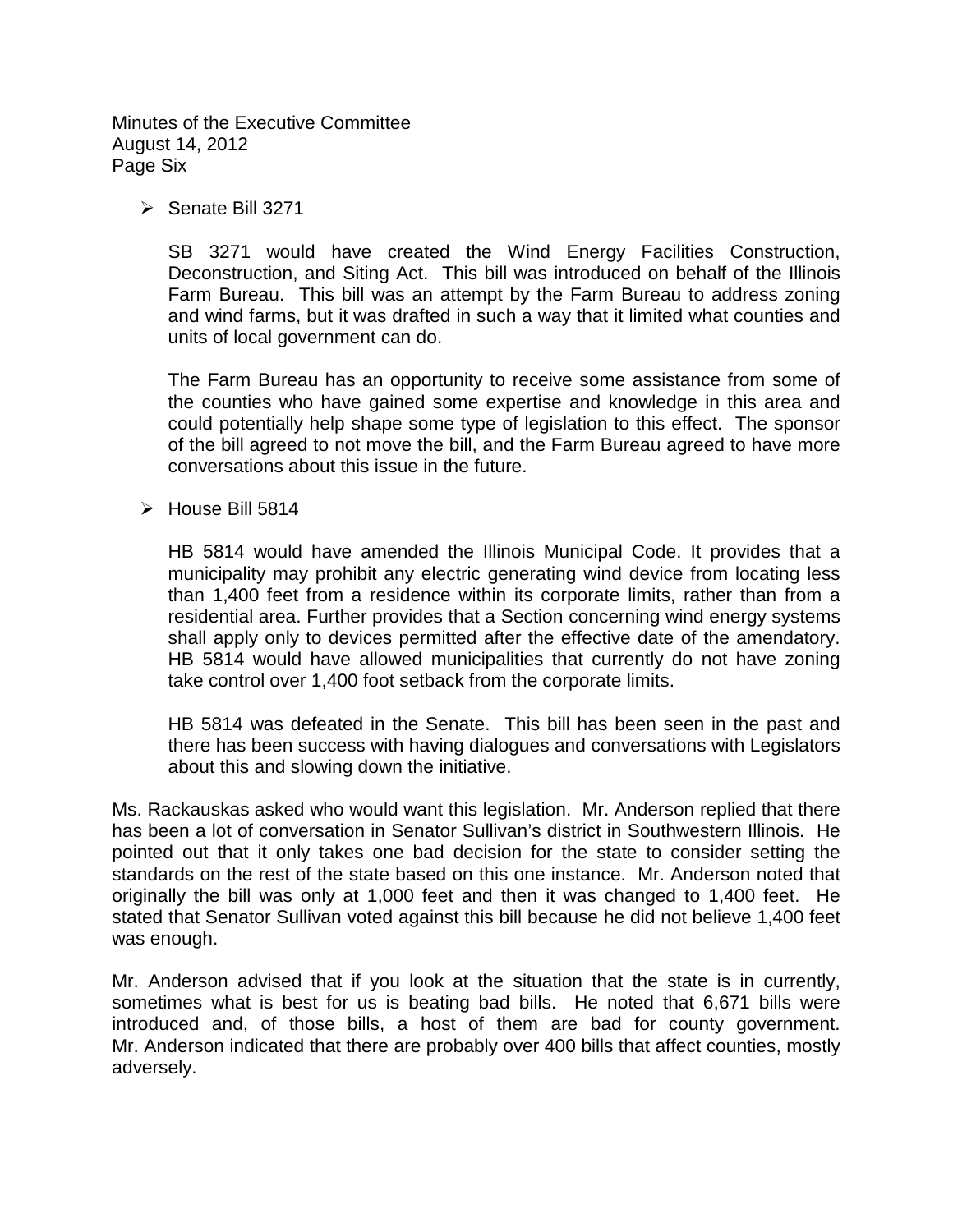- Senate Bill 3271

  SB 3271 would have created the Wind Energy Facilities Construction, Deconstruction, and Siting Act. This bill was introduced on behalf of the Illinois Farm Bureau. This bill was an attempt by the Farm Bureau to address zoning and wind farms, but it was drafted in such a way that it limited what counties and units of local government can do.

  The Farm Bureau has an opportunity to receive some assistance from some of the counties who have gained some expertise and knowledge in this area and could potentially help shape some type of legislation to this effect. The sponsor of the bill agreed to not move the bill, and the Farm Bureau agreed to have more conversations about this issue in the future.

- House Bill 5814

  HB 5814 would have amended the Illinois Municipal Code. It provides that a municipality may prohibit any electric generating wind device from locating less than 1,400 feet from a residence within its corporate limits, rather than from a residential area. Further provides that a Section concerning wind energy systems shall apply only to devices permitted after the effective date of the amendatory. HB 5814 would have allowed municipalities that currently do not have zoning take control over 1,400 foot setback from the corporate limits.

  HB 5814 was defeated in the Senate. This bill has been seen in the past and there has been success with having dialogues and conversations with Legislators about this and slowing down the initiative.

Ms. Rackauskas asked who would want this legislation. Mr. Anderson replied that there has been a lot of conversation in Senator Sullivan's district in Southwestern Illinois. He pointed out that it only takes one bad decision for the state to consider setting the standards on the rest of the state based on this one instance. Mr. Anderson noted that originally the bill was only at 1,000 feet and then it was changed to 1,400 feet. He stated that Senator Sullivan voted against this bill because he did not believe 1,400 feet was enough.

Mr. Anderson advised that if you look at the situation that the state is in currently, sometimes what is best for us is beating bad bills. He noted that 6,671 bills were introduced and, of those bills, a host of them are bad for county government. Mr. Anderson indicated that there are probably over 400 bills that affect counties, mostly adversely.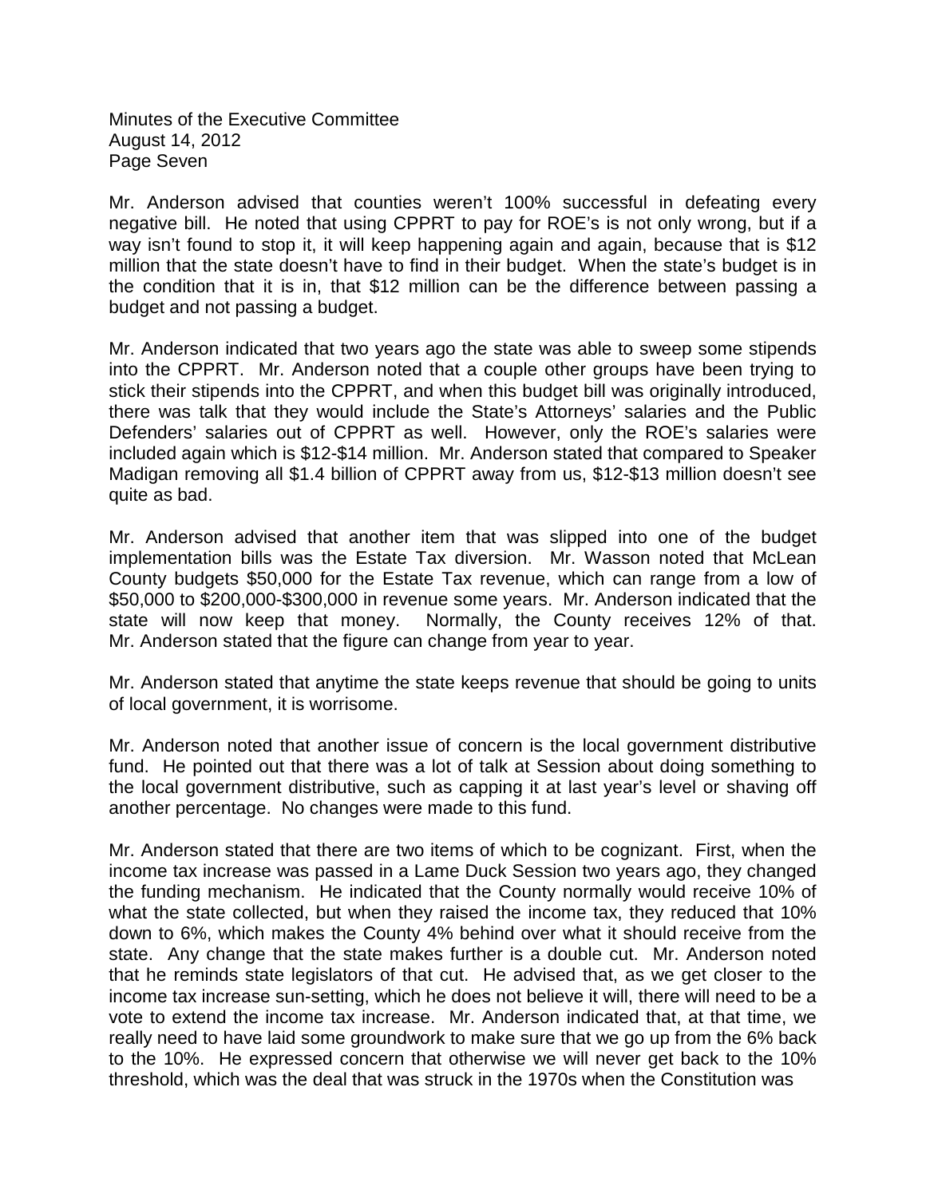Mr. Anderson advised that counties weren't 100% successful in defeating every negative bill. He noted that using CPPRT to pay for ROE's is not only wrong, but if a way isn't found to stop it, it will keep happening again and again, because that is $12 million that the state doesn't have to find in their budget. When the state's budget is in the condition that it is in, that $12 million can be the difference between passing a budget and not passing a budget.

Mr. Anderson indicated that two years ago the state was able to sweep some stipends into the CPPRT. Mr. Anderson noted that a couple other groups have been trying to stick their stipends into the CPPRT, and when this budget bill was originally introduced, there was talk that they would include the State's Attorneys' salaries and the Public Defenders' salaries out of CPPRT as well. However, only the ROE's salaries were included again which is $12-$14 million. Mr. Anderson stated that compared to Speaker Madigan removing all $1.4 billion of CPPRT away from us, $12-$13 million doesn't see quite as bad.

Mr. Anderson advised that another item that was slipped into one of the budget implementation bills was the Estate Tax diversion. Mr. Wasson noted that McLean County budgets $50,000 for the Estate Tax revenue, which can range from a low of $50,000 to $200,000-$300,000 in revenue some years. Mr. Anderson indicated that the state will now keep that money. Normally, the County receives 12% of that. Mr. Anderson stated that the figure can change from year to year.

Mr. Anderson stated that anytime the state keeps revenue that should be going to units of local government, it is worrisome.

Mr. Anderson noted that another issue of concern is the local government distributive fund. He pointed out that there was a lot of talk at Session about doing something to the local government distributive, such as capping it at last year's level or shaving off another percentage. No changes were made to this fund.

Mr. Anderson stated that there are two items of which to be cognizant. First, when the income tax increase was passed in a Lame Duck Session two years ago, they changed the funding mechanism. He indicated that the County normally would receive 10% of what the state collected, but when they raised the income tax, they reduced that 10% down to 6%, which makes the County 4% behind over what it should receive from the state. Any change that the state makes further is a double cut. Mr. Anderson noted that he reminds state legislators of that cut. He advised that, as we get closer to the income tax increase sun-setting, which he does not believe it will, there will need to be a vote to extend the income tax increase. Mr. Anderson indicated that, at that time, we really need to have laid some groundwork to make sure that we go up from the 6% back to the 10%. He expressed concern that otherwise we will never get back to the 10% threshold, which was the deal that was struck in the 1970s when the Constitution was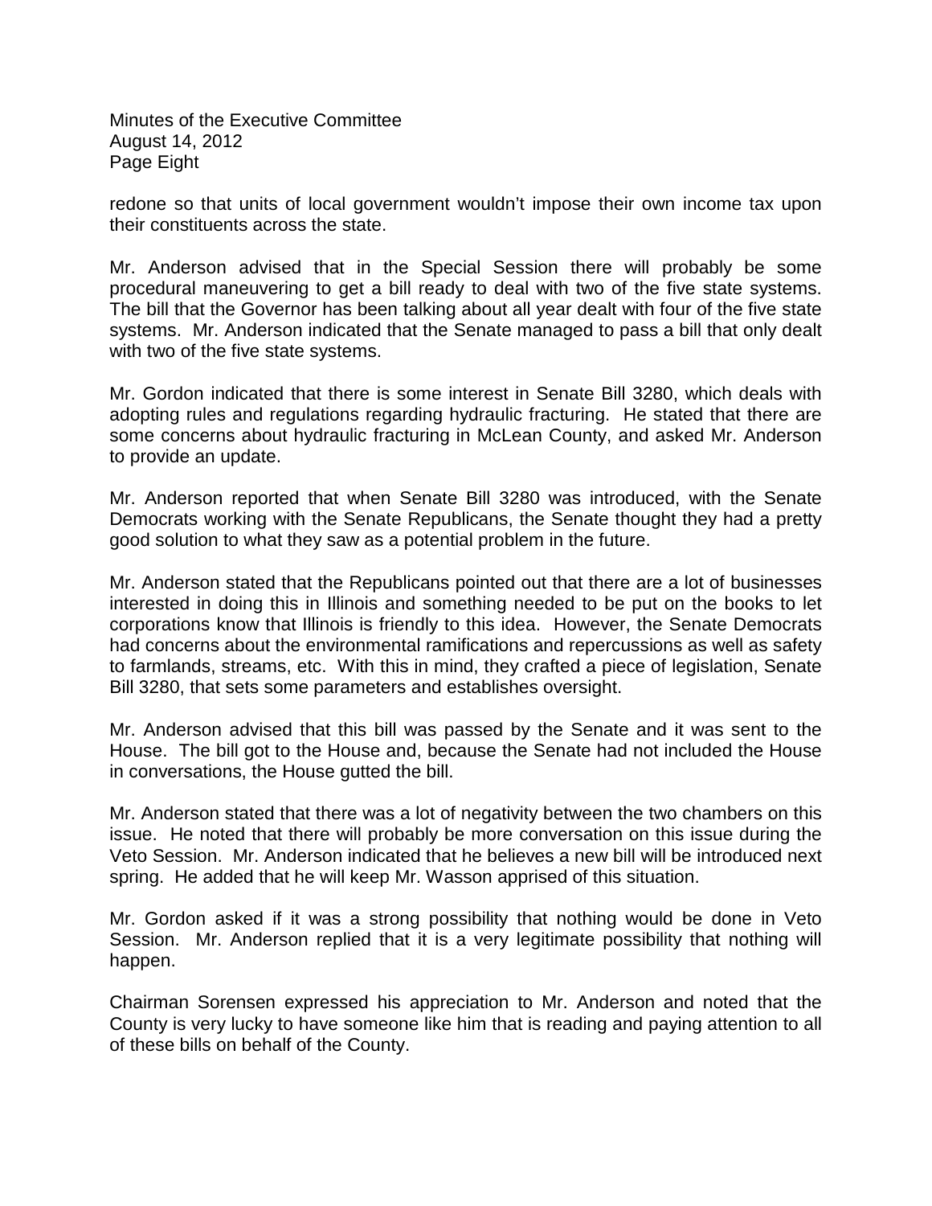redone so that units of local government wouldn't impose their own income tax upon their constituents across the state.

Mr. Anderson advised that in the Special Session there will probably be some procedural maneuvering to get a bill ready to deal with two of the five state systems. The bill that the Governor has been talking about all year dealt with four of the five state systems. Mr. Anderson indicated that the Senate managed to pass a bill that only dealt with two of the five state systems.

Mr. Gordon indicated that there is some interest in Senate Bill 3280, which deals with adopting rules and regulations regarding hydraulic fracturing. He stated that there are some concerns about hydraulic fracturing in McLean County, and asked Mr. Anderson to provide an update.

Mr. Anderson reported that when Senate Bill 3280 was introduced, with the Senate Democrats working with the Senate Republicans, the Senate thought they had a pretty good solution to what they saw as a potential problem in the future.

Mr. Anderson stated that the Republicans pointed out that there are a lot of businesses interested in doing this in Illinois and something needed to be put on the books to let corporations know that Illinois is friendly to this idea. However, the Senate Democrats had concerns about the environmental ramifications and repercussions as well as safety to farmlands, streams, etc. With this in mind, they crafted a piece of legislation, Senate Bill 3280, that sets some parameters and establishes oversight.

Mr. Anderson advised that this bill was passed by the Senate and it was sent to the House. The bill got to the House and, because the Senate had not included the House in conversations, the House gutted the bill.

Mr. Anderson stated that there was a lot of negativity between the two chambers on this issue. He noted that there will probably be more conversation on this issue during the Veto Session. Mr. Anderson indicated that he believes a new bill will be introduced next spring. He added that he will keep Mr. Wasson apprised of this situation.

Mr. Gordon asked if it was a strong possibility that nothing would be done in Veto Session. Mr. Anderson replied that it is a very legitimate possibility that nothing will happen.

Chairman Sorensen expressed his appreciation to Mr. Anderson and noted that the County is very lucky to have someone like him that is reading and paying attention to all of these bills on behalf of the County.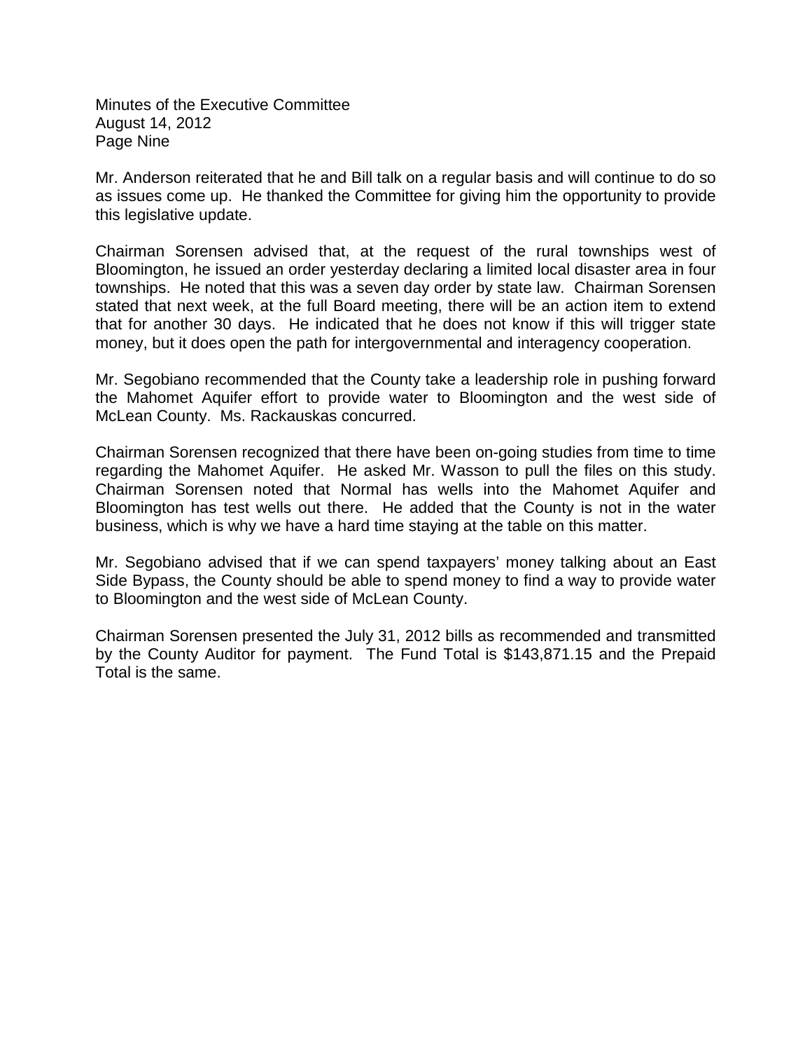Mr. Anderson reiterated that he and Bill talk on a regular basis and will continue to do so as issues come up. He thanked the Committee for giving him the opportunity to provide this legislative update.

Chairman Sorensen advised that, at the request of the rural townships west of Bloomington, he issued an order yesterday declaring a limited local disaster area in four townships. He noted that this was a seven day order by state law. Chairman Sorensen stated that next week, at the full Board meeting, there will be an action item to extend that for another 30 days. He indicated that he does not know if this will trigger state money, but it does open the path for intergovernmental and interagency cooperation.

Mr. Segobiano recommended that the County take a leadership role in pushing forward the Mahomet Aquifer effort to provide water to Bloomington and the west side of McLean County. Ms. Rackauskas concurred.

Chairman Sorensen recognized that there have been on-going studies from time to time regarding the Mahomet Aquifer. He asked Mr. Wasson to pull the files on this study. Chairman Sorensen noted that Normal has wells into the Mahomet Aquifer and Bloomington has test wells out there. He added that the County is not in the water business, which is why we have a hard time staying at the table on this matter.

Mr. Segobiano advised that if we can spend taxpayers' money talking about an East Side Bypass, the County should be able to spend money to find a way to provide water to Bloomington and the west side of McLean County.

Chairman Sorensen presented the July 31, 2012 bills as recommended and transmitted by the County Auditor for payment. The Fund Total is $143,871.15 and the Prepaid Total is the same.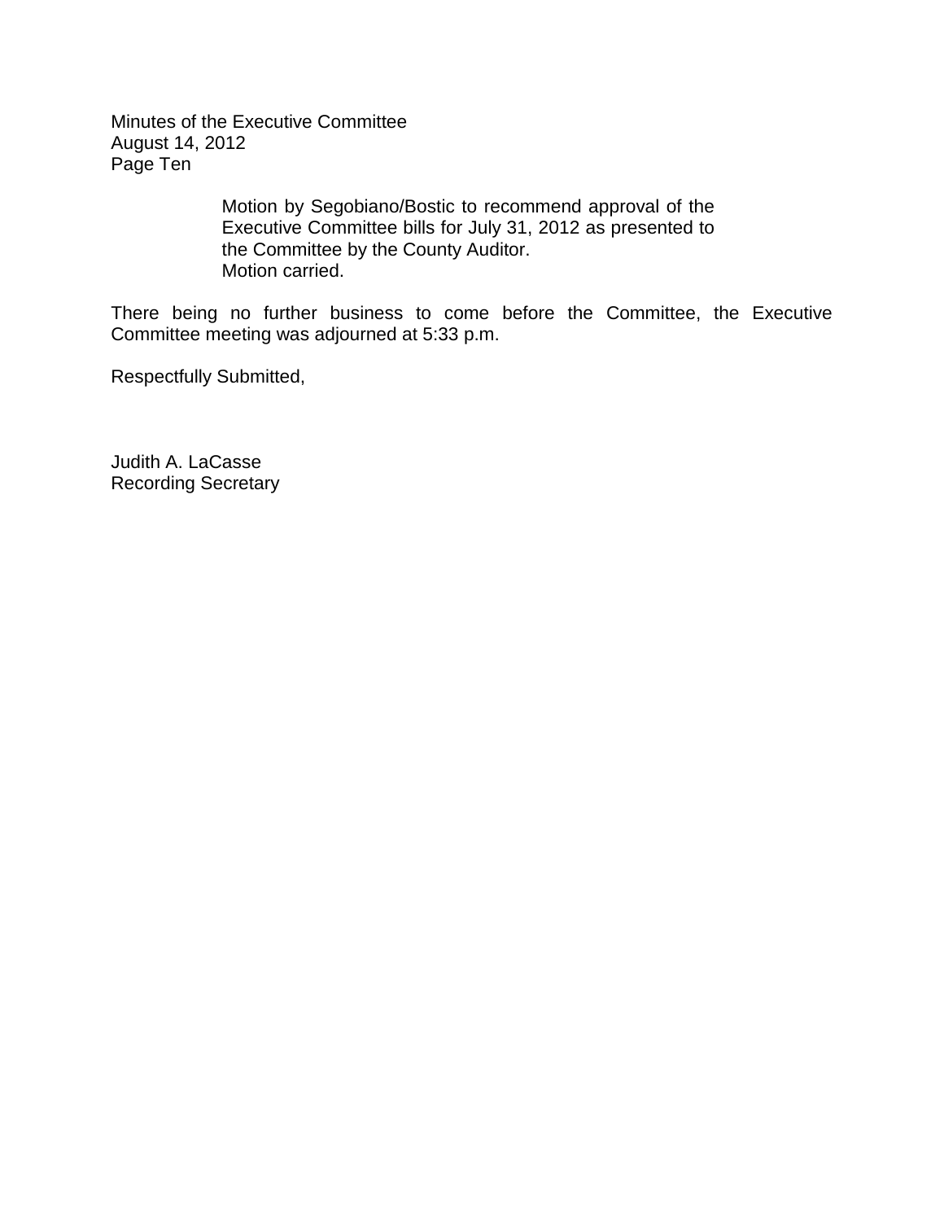Motion by Segobiano/Bostic to recommend approval of the Executive Committee bills for July 31, 2012 as presented to the Committee by the County Auditor.
Motion carried.

There being no further business to come before the Committee, the Executive Committee meeting was adjourned at 5:33 p.m.

Respectfully Submitted,

Judith A. LaCasse
Recording Secretary